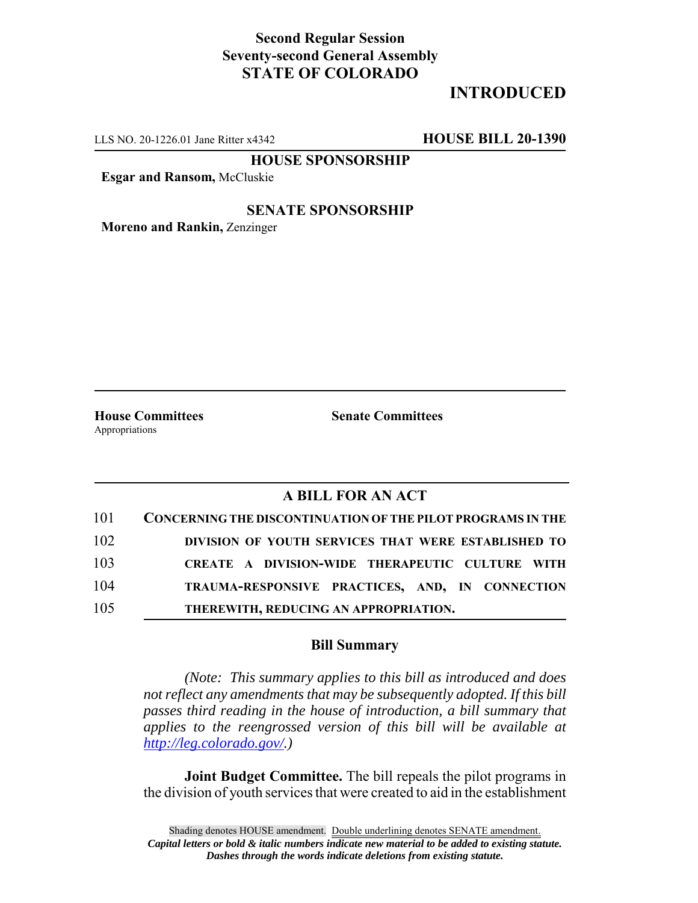**Second Regular Session**
**Seventy-second General Assembly**
**STATE OF COLORADO**

# INTRODUCED

LLS NO. 20-1226.01 Jane Ritter x4342 **HOUSE BILL 20-1390**

**HOUSE SPONSORSHIP**

**Esgar and Ransom,** McCluskie

**SENATE SPONSORSHIP**

**Moreno and Rankin,** Zenzinger

**House Committees**
Appropriations

**Senate Committees**

## A BILL FOR AN ACT

101 **CONCERNING THE DISCONTINUATION OF THE PILOT PROGRAMS IN THE**
102 **DIVISION OF YOUTH SERVICES THAT WERE ESTABLISHED TO**
103 **CREATE A DIVISION-WIDE THERAPEUTIC CULTURE WITH**
104 **TRAUMA-RESPONSIVE PRACTICES, AND, IN CONNECTION**
105 **THEREWITH, REDUCING AN APPROPRIATION.**

### Bill Summary

*(Note: This summary applies to this bill as introduced and does not reflect any amendments that may be subsequently adopted. If this bill passes third reading in the house of introduction, a bill summary that applies to the reengrossed version of this bill will be available at http://leg.colorado.gov/.)*

**Joint Budget Committee.** The bill repeals the pilot programs in the division of youth services that were created to aid in the establishment

Shading denotes HOUSE amendment. Double underlining denotes SENATE amendment.
***Capital letters or bold & italic numbers indicate new material to be added to existing statute.***
***Dashes through the words indicate deletions from existing statute.***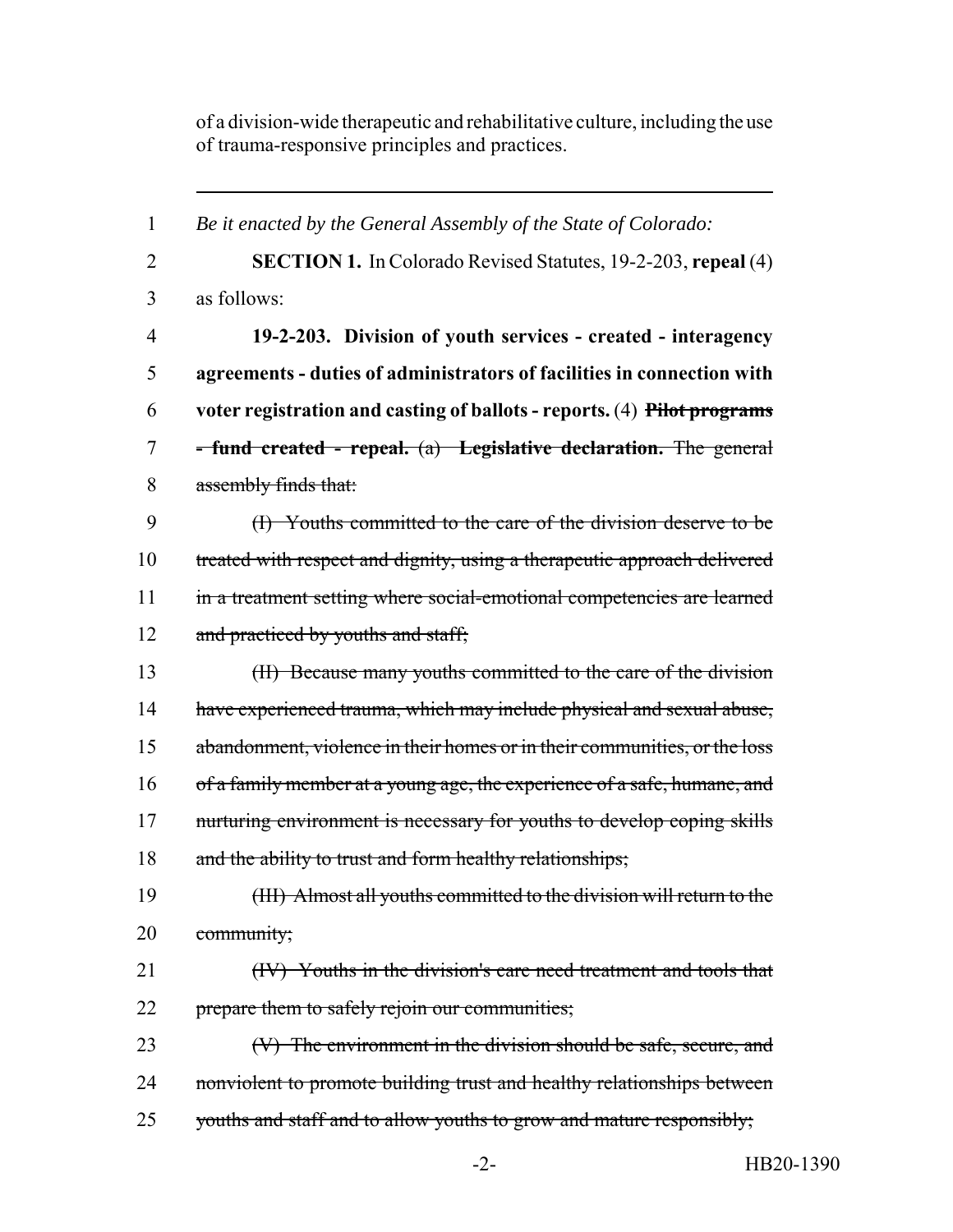of a division-wide therapeutic and rehabilitative culture, including the use of trauma-responsive principles and practices.

---

1 *Be it enacted by the General Assembly of the State of Colorado:*

2 **SECTION 1.** In Colorado Revised Statutes, 19-2-203, **repeal** (4)
3 as follows:

4 **19-2-203. Division of youth services - created - interagency**
5 **agreements - duties of administrators of facilities in connection with**
6 **voter registration and casting of ballots - reports.** (4) ~~**Pilot programs**~~
7 ~~**- fund created - repeal.** (a) **Legislative declaration.** The general~~
8 ~~assembly finds that:~~

9 ~~(I) Youths committed to the care of the division deserve to be~~
10 ~~treated with respect and dignity, using a therapeutic approach delivered~~
11 ~~in a treatment setting where social-emotional competencies are learned~~
12 ~~and practiced by youths and staff;~~

13 ~~(II) Because many youths committed to the care of the division~~
14 ~~have experienced trauma, which may include physical and sexual abuse,~~
15 ~~abandonment, violence in their homes or in their communities, or the loss~~
16 ~~of a family member at a young age, the experience of a safe, humane, and~~
17 ~~nurturing environment is necessary for youths to develop coping skills~~
18 ~~and the ability to trust and form healthy relationships;~~

19 ~~(III) Almost all youths committed to the division will return to the~~
20 ~~community;~~

21 ~~(IV) Youths in the division's care need treatment and tools that~~
22 ~~prepare them to safely rejoin our communities;~~

23 ~~(V) The environment in the division should be safe, secure, and~~
24 ~~nonviolent to promote building trust and healthy relationships between~~
25 ~~youths and staff and to allow youths to grow and mature responsibly;~~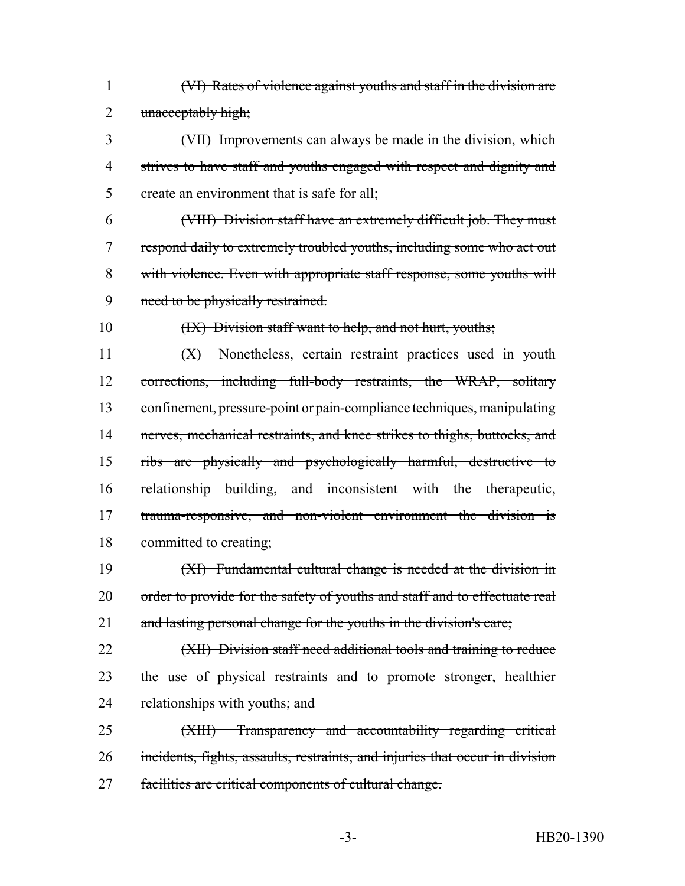1 ~~(VI) Rates of violence against youths and staff in the division are~~
2 ~~unacceptably high;~~
3 ~~(VII) Improvements can always be made in the division, which~~
4 ~~strives to have staff and youths engaged with respect and dignity and~~
5 ~~create an environment that is safe for all;~~
6 ~~(VIII) Division staff have an extremely difficult job. They must~~
7 ~~respond daily to extremely troubled youths, including some who act out~~
8 ~~with violence. Even with appropriate staff response, some youths will~~
9 ~~need to be physically restrained.~~
10 ~~(IX) Division staff want to help, and not hurt, youths;~~
11 ~~(X) Nonetheless, certain restraint practices used in youth~~
12 ~~corrections, including full-body restraints, the WRAP, solitary~~
13 ~~confinement, pressure-point or pain-compliance techniques, manipulating~~
14 ~~nerves, mechanical restraints, and knee strikes to thighs, buttocks, and~~
15 ~~ribs are physically and psychologically harmful, destructive to~~
16 ~~relationship building, and inconsistent with the therapeutic,~~
17 ~~trauma-responsive, and non-violent environment the division is~~
18 ~~committed to creating;~~
19 ~~(XI) Fundamental cultural change is needed at the division in~~
20 ~~order to provide for the safety of youths and staff and to effectuate real~~
21 ~~and lasting personal change for the youths in the division's care;~~
22 ~~(XII) Division staff need additional tools and training to reduce~~
23 ~~the use of physical restraints and to promote stronger, healthier~~
24 ~~relationships with youths; and~~
25 ~~(XIII) Transparency and accountability regarding critical~~
26 ~~incidents, fights, assaults, restraints, and injuries that occur in division~~
27 ~~facilities are critical components of cultural change.~~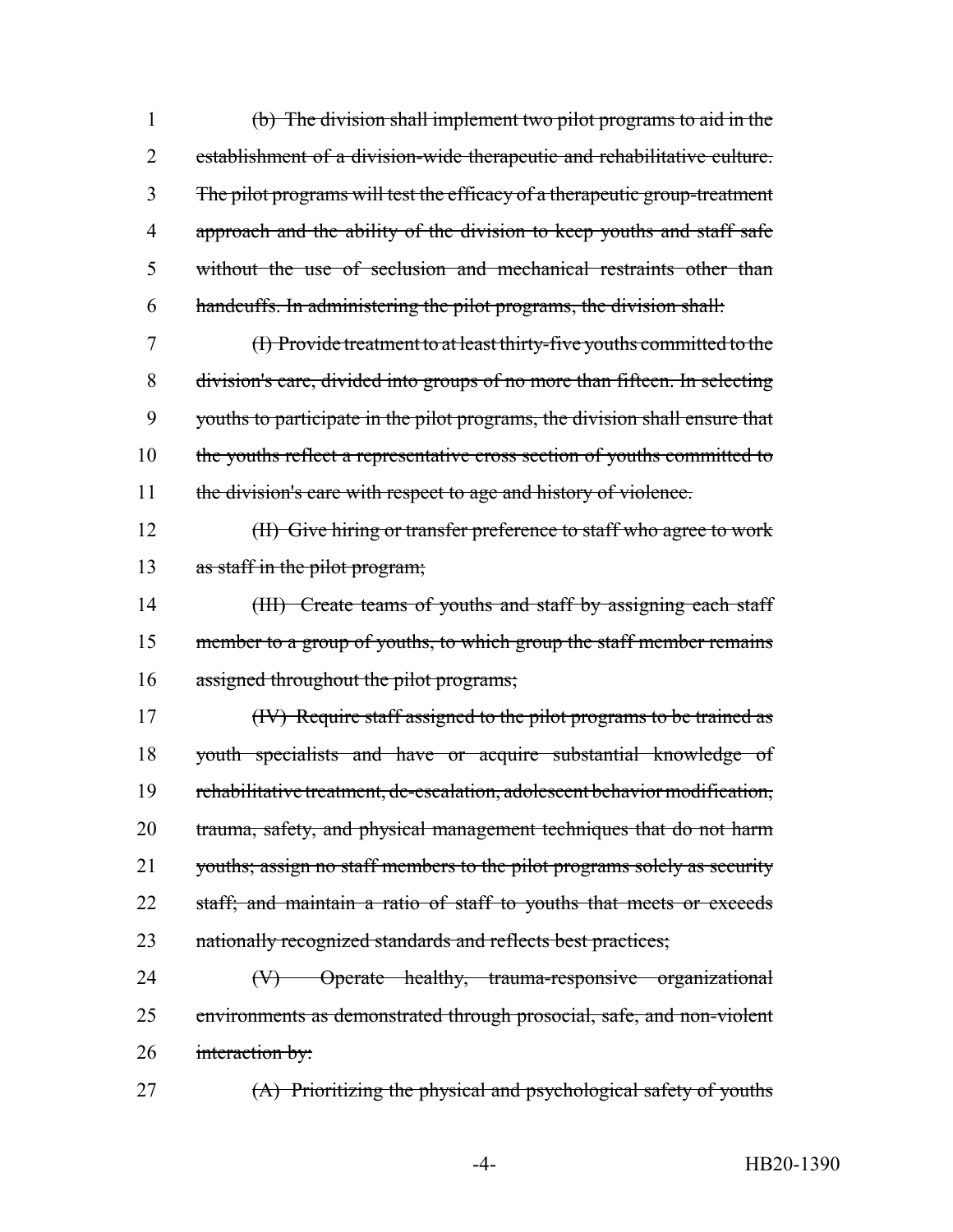(b) The division shall implement two pilot programs to aid in the establishment of a division-wide therapeutic and rehabilitative culture. The pilot programs will test the efficacy of a therapeutic group-treatment approach and the ability of the division to keep youths and staff safe without the use of seclusion and mechanical restraints other than handcuffs. In administering the pilot programs, the division shall:

(I) Provide treatment to at least thirty-five youths committed to the division's care, divided into groups of no more than fifteen. In selecting youths to participate in the pilot programs, the division shall ensure that the youths reflect a representative cross section of youths committed to the division's care with respect to age and history of violence.

(II) Give hiring or transfer preference to staff who agree to work as staff in the pilot program;

(III) Create teams of youths and staff by assigning each staff member to a group of youths, to which group the staff member remains assigned throughout the pilot programs;

(IV) Require staff assigned to the pilot programs to be trained as youth specialists and have or acquire substantial knowledge of rehabilitative treatment, de-escalation, adolescent behavior modification, trauma, safety, and physical management techniques that do not harm youths; assign no staff members to the pilot programs solely as security staff; and maintain a ratio of staff to youths that meets or exceeds nationally recognized standards and reflects best practices;

(V) Operate healthy, trauma-responsive organizational environments as demonstrated through prosocial, safe, and non-violent interaction by:

(A) Prioritizing the physical and psychological safety of youths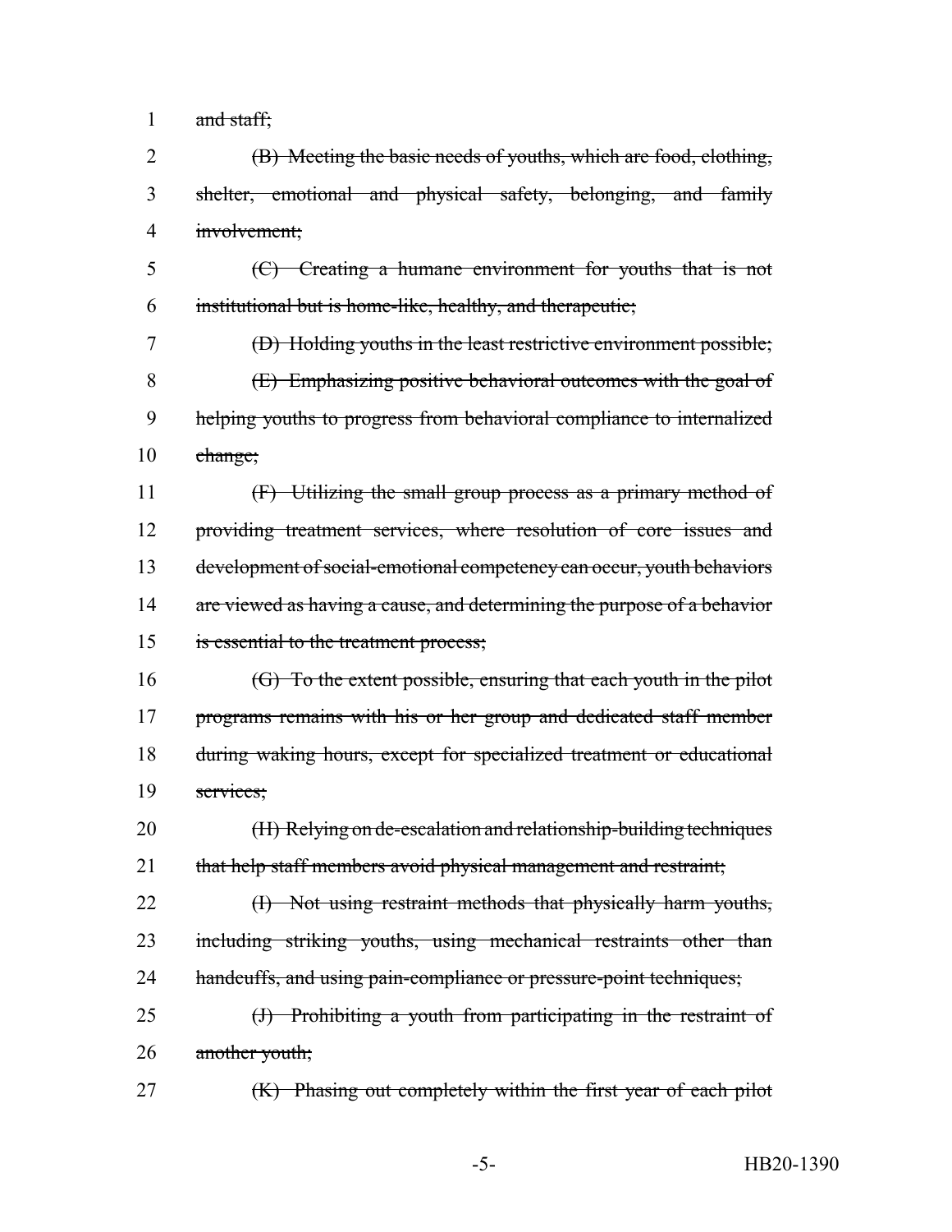1 ~~and staff;~~

2 ~~(B) Meeting the basic needs of youths, which are food, clothing,~~
3 ~~shelter, emotional and physical safety, belonging, and family~~
4 ~~involvement;~~

5 ~~(C) Creating a humane environment for youths that is not~~
6 ~~institutional but is home-like, healthy, and therapeutic;~~

7 ~~(D) Holding youths in the least restrictive environment possible;~~

8 ~~(E) Emphasizing positive behavioral outcomes with the goal of~~
9 ~~helping youths to progress from behavioral compliance to internalized~~
10 ~~change;~~

11 ~~(F) Utilizing the small group process as a primary method of~~
12 ~~providing treatment services, where resolution of core issues and~~
13 ~~development of social-emotional competency can occur, youth behaviors~~
14 ~~are viewed as having a cause, and determining the purpose of a behavior~~
15 ~~is essential to the treatment process;~~

16 ~~(G) To the extent possible, ensuring that each youth in the pilot~~
17 ~~programs remains with his or her group and dedicated staff member~~
18 ~~during waking hours, except for specialized treatment or educational~~
19 ~~services;~~

20 ~~(H) Relying on de-escalation and relationship-building techniques~~
21 ~~that help staff members avoid physical management and restraint;~~

22 ~~(I) Not using restraint methods that physically harm youths,~~
23 ~~including striking youths, using mechanical restraints other than~~
24 ~~handcuffs, and using pain-compliance or pressure-point techniques;~~

25 ~~(J) Prohibiting a youth from participating in the restraint of~~
26 ~~another youth;~~

27 ~~(K) Phasing out completely within the first year of each pilot~~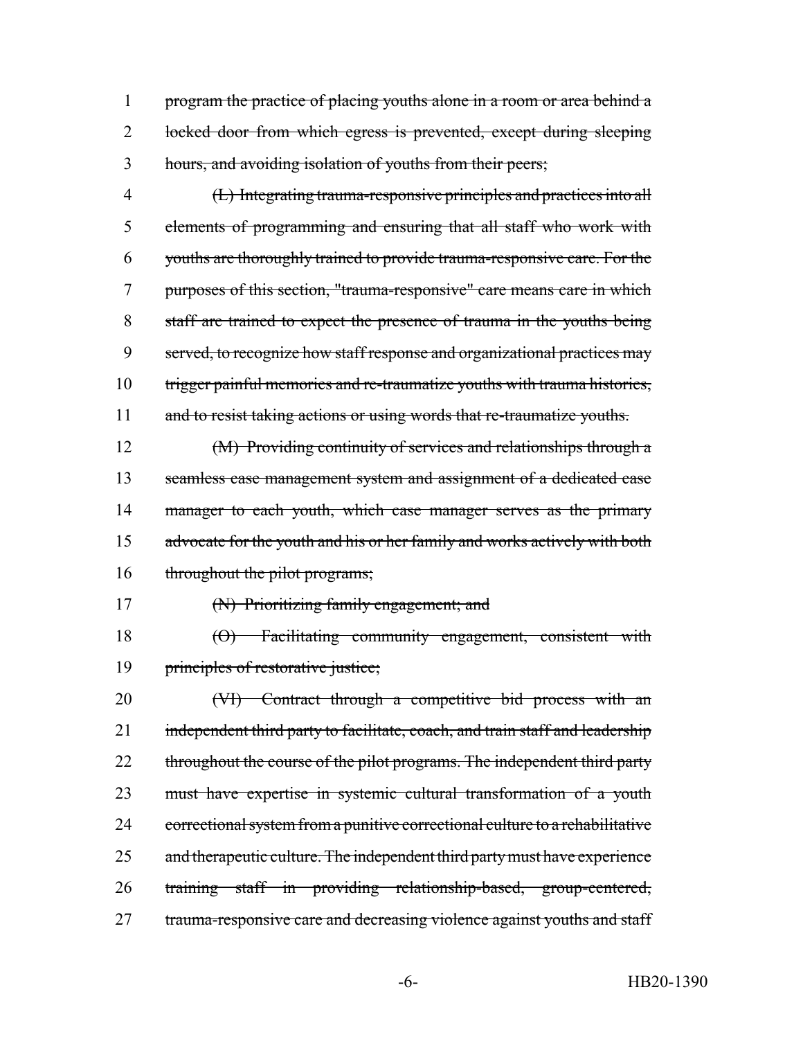program the practice of placing youths alone in a room or area behind a locked door from which egress is prevented, except during sleeping hours, and avoiding isolation of youths from their peers;

(L) Integrating trauma-responsive principles and practices into all elements of programming and ensuring that all staff who work with youths are thoroughly trained to provide trauma-responsive care. For the purposes of this section, "trauma-responsive" care means care in which staff are trained to expect the presence of trauma in the youths being served, to recognize how staff response and organizational practices may trigger painful memories and re-traumatize youths with trauma histories, and to resist taking actions or using words that re-traumatize youths.

(M) Providing continuity of services and relationships through a seamless case management system and assignment of a dedicated case manager to each youth, which case manager serves as the primary advocate for the youth and his or her family and works actively with both throughout the pilot programs;

(N) Prioritizing family engagement; and

(O) Facilitating community engagement, consistent with principles of restorative justice;

(VI) Contract through a competitive bid process with an independent third party to facilitate, coach, and train staff and leadership throughout the course of the pilot programs. The independent third party must have expertise in systemic cultural transformation of a youth correctional system from a punitive correctional culture to a rehabilitative and therapeutic culture. The independent third party must have experience training staff in providing relationship-based, group-centered, trauma-responsive care and decreasing violence against youths and staff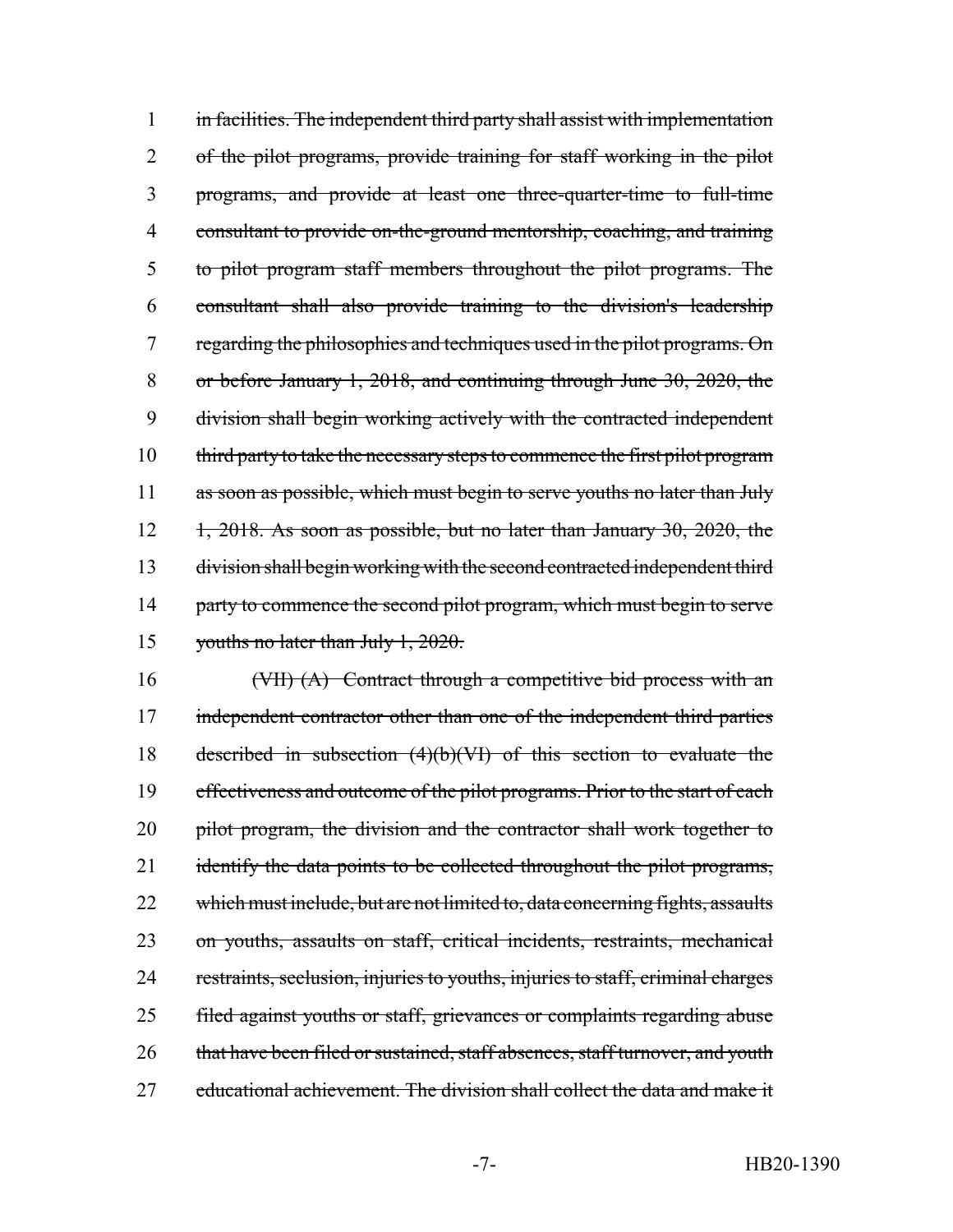in facilities. The independent third party shall assist with implementation of the pilot programs, provide training for staff working in the pilot programs, and provide at least one three-quarter-time to full-time consultant to provide on-the-ground mentorship, coaching, and training to pilot program staff members throughout the pilot programs. The consultant shall also provide training to the division's leadership regarding the philosophies and techniques used in the pilot programs. On or before January 1, 2018, and continuing through June 30, 2020, the division shall begin working actively with the contracted independent third party to take the necessary steps to commence the first pilot program as soon as possible, which must begin to serve youths no later than July 1, 2018. As soon as possible, but no later than January 30, 2020, the division shall begin working with the second contracted independent third party to commence the second pilot program, which must begin to serve youths no later than July 1, 2020.

(VII) (A) Contract through a competitive bid process with an independent contractor other than one of the independent third parties described in subsection (4)(b)(VI) of this section to evaluate the effectiveness and outcome of the pilot programs. Prior to the start of each pilot program, the division and the contractor shall work together to identify the data points to be collected throughout the pilot programs, which must include, but are not limited to, data concerning fights, assaults on youths, assaults on staff, critical incidents, restraints, mechanical restraints, seclusion, injuries to youths, injuries to staff, criminal charges filed against youths or staff, grievances or complaints regarding abuse that have been filed or sustained, staff absences, staff turnover, and youth educational achievement. The division shall collect the data and make it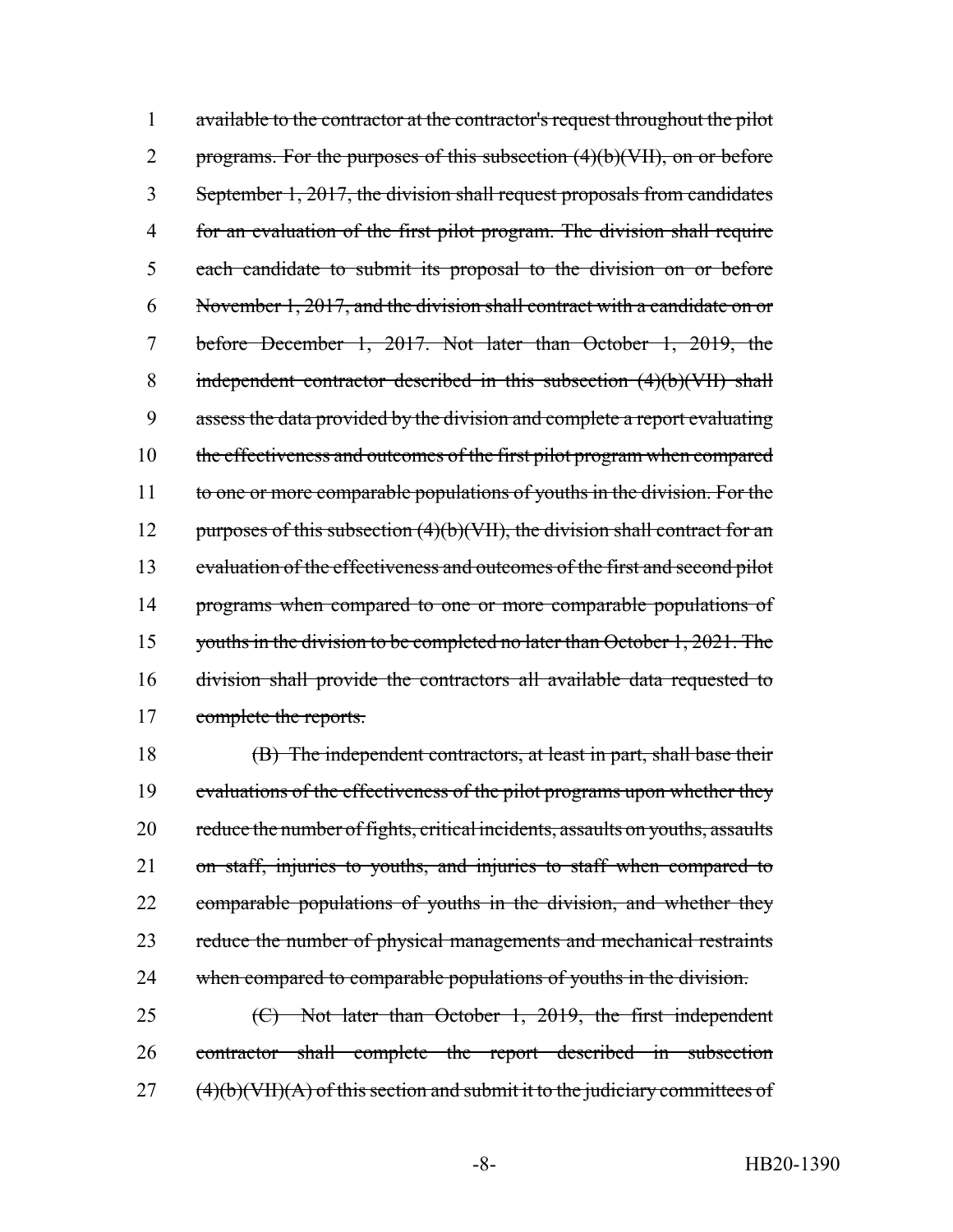available to the contractor at the contractor's request throughout the pilot programs. For the purposes of this subsection (4)(b)(VII), on or before September 1, 2017, the division shall request proposals from candidates for an evaluation of the first pilot program. The division shall require each candidate to submit its proposal to the division on or before November 1, 2017, and the division shall contract with a candidate on or before December 1, 2017. Not later than October 1, 2019, the independent contractor described in this subsection (4)(b)(VII) shall assess the data provided by the division and complete a report evaluating the effectiveness and outcomes of the first pilot program when compared to one or more comparable populations of youths in the division. For the purposes of this subsection (4)(b)(VII), the division shall contract for an evaluation of the effectiveness and outcomes of the first and second pilot programs when compared to one or more comparable populations of youths in the division to be completed no later than October 1, 2021. The division shall provide the contractors all available data requested to complete the reports.

(B) The independent contractors, at least in part, shall base their evaluations of the effectiveness of the pilot programs upon whether they reduce the number of fights, critical incidents, assaults on youths, assaults on staff, injuries to youths, and injuries to staff when compared to comparable populations of youths in the division, and whether they reduce the number of physical managements and mechanical restraints when compared to comparable populations of youths in the division.

(C) Not later than October 1, 2019, the first independent contractor shall complete the report described in subsection (4)(b)(VII)(A) of this section and submit it to the judiciary committees of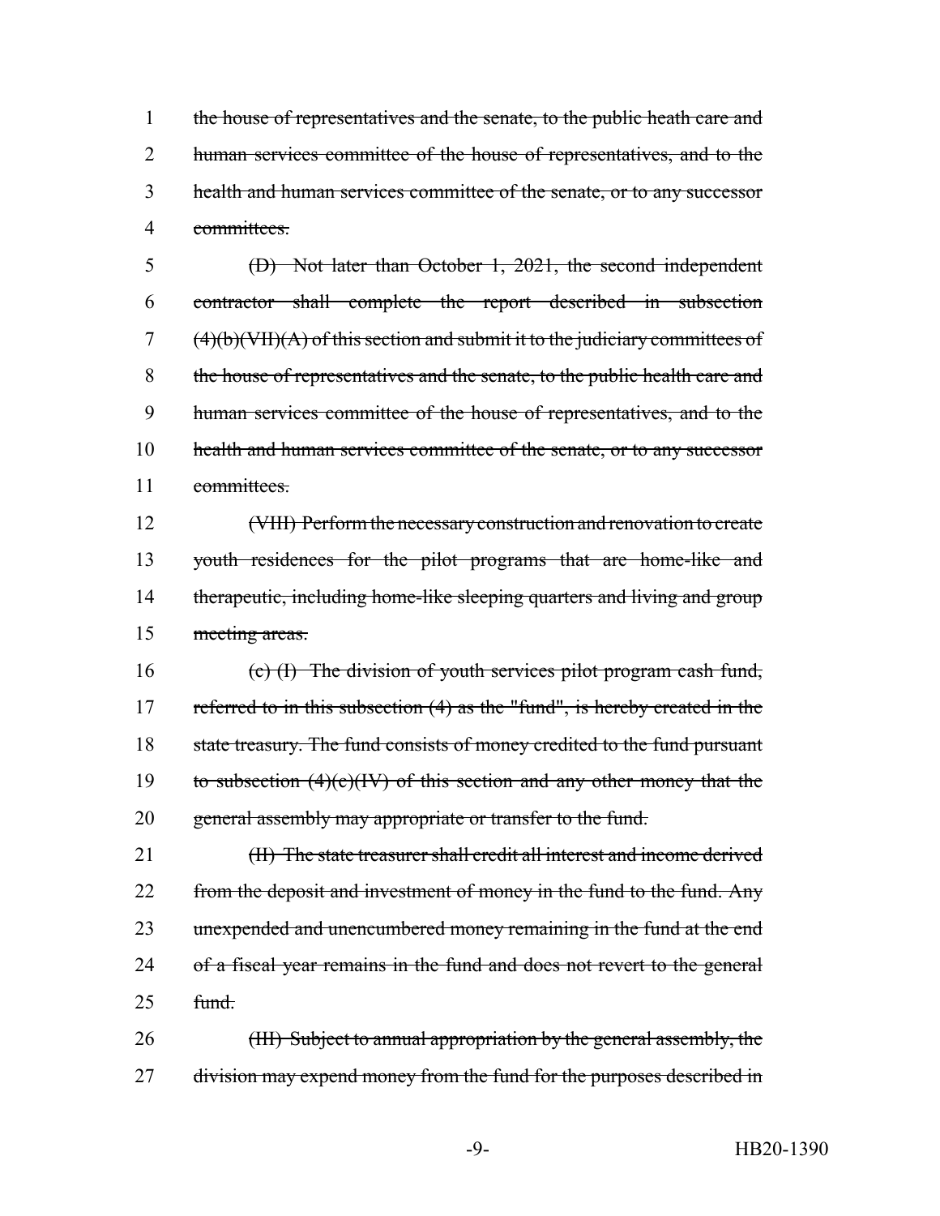the house of representatives and the senate, to the public heath care and human services committee of the house of representatives, and to the health and human services committee of the senate, or to any successor committees.

(D) Not later than October 1, 2021, the second independent contractor shall complete the report described in subsection (4)(b)(VII)(A) of this section and submit it to the judiciary committees of the house of representatives and the senate, to the public health care and human services committee of the house of representatives, and to the health and human services committee of the senate, or to any successor committees.

(VIII) Perform the necessary construction and renovation to create youth residences for the pilot programs that are home-like and therapeutic, including home-like sleeping quarters and living and group meeting areas.

(c) (I) The division of youth services pilot program cash fund, referred to in this subsection (4) as the "fund", is hereby created in the state treasury. The fund consists of money credited to the fund pursuant to subsection (4)(c)(IV) of this section and any other money that the general assembly may appropriate or transfer to the fund.

(II) The state treasurer shall credit all interest and income derived from the deposit and investment of money in the fund to the fund. Any unexpended and unencumbered money remaining in the fund at the end of a fiscal year remains in the fund and does not revert to the general fund.

(III) Subject to annual appropriation by the general assembly, the division may expend money from the fund for the purposes described in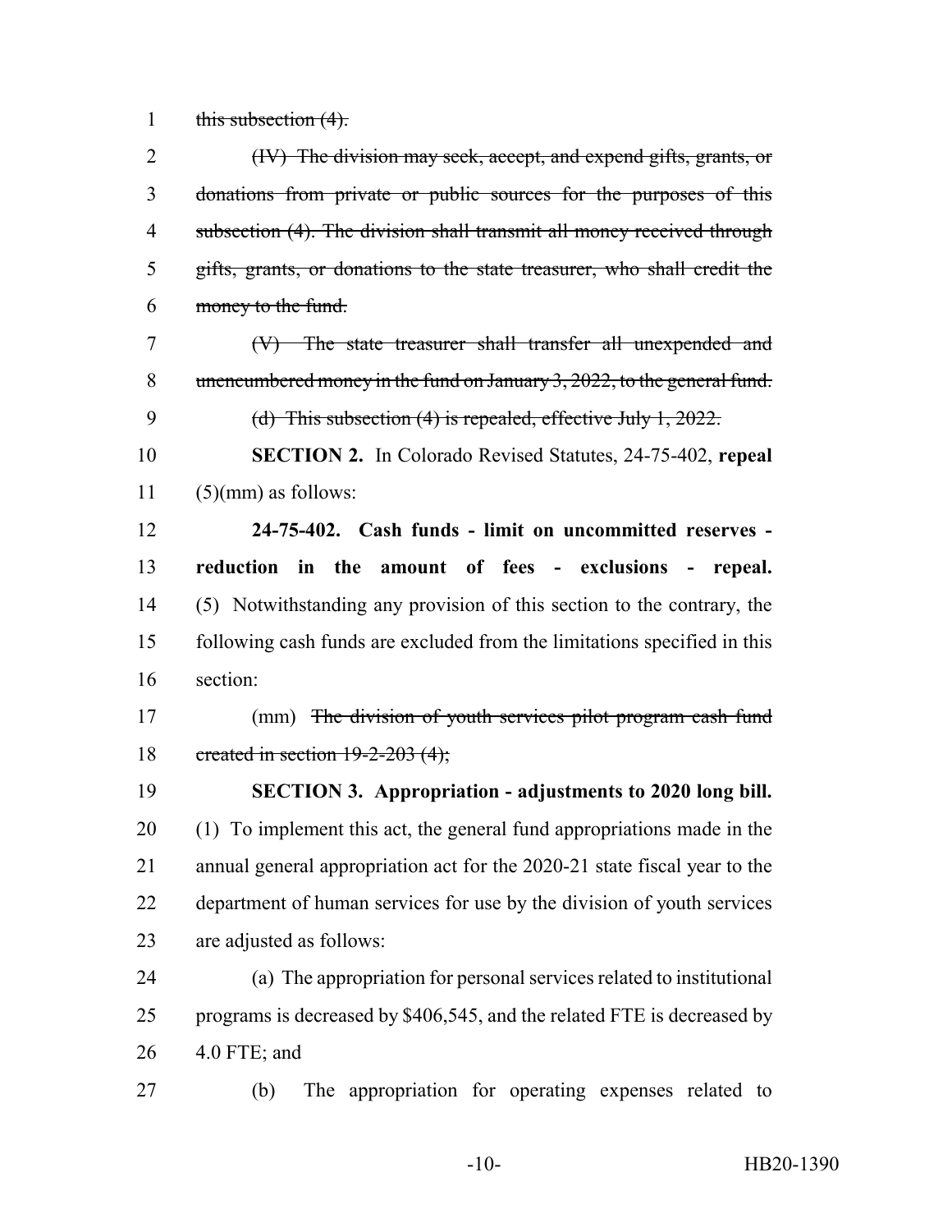~~this subsection (4).~~

~~(IV) The division may seek, accept, and expend gifts, grants, or donations from private or public sources for the purposes of this subsection (4). The division shall transmit all money received through gifts, grants, or donations to the state treasurer, who shall credit the money to the fund.~~

~~(V) The state treasurer shall transfer all unexpended and unencumbered money in the fund on January 3, 2022, to the general fund.~~

~~(d) This subsection (4) is repealed, effective July 1, 2022.~~

**SECTION 2.** In Colorado Revised Statutes, 24-75-402, **repeal** (5)(mm) as follows:

**24-75-402. Cash funds - limit on uncommitted reserves - reduction in the amount of fees - exclusions - repeal.** (5) Notwithstanding any provision of this section to the contrary, the following cash funds are excluded from the limitations specified in this section:

(mm) ~~The division of youth services pilot program cash fund created in section 19-2-203 (4);~~

**SECTION 3. Appropriation - adjustments to 2020 long bill.** (1) To implement this act, the general fund appropriations made in the annual general appropriation act for the 2020-21 state fiscal year to the department of human services for use by the division of youth services are adjusted as follows:

(a) The appropriation for personal services related to institutional programs is decreased by $406,545, and the related FTE is decreased by 4.0 FTE; and

(b) The appropriation for operating expenses related to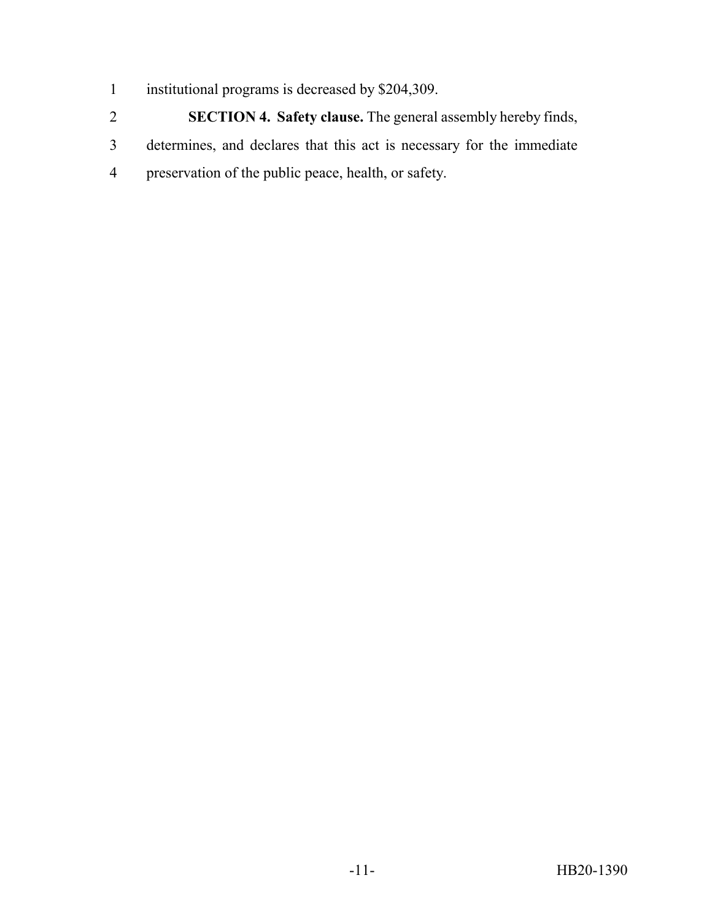institutional programs is decreased by $204,309.

**SECTION 4. Safety clause.** The general assembly hereby finds, determines, and declares that this act is necessary for the immediate preservation of the public peace, health, or safety.